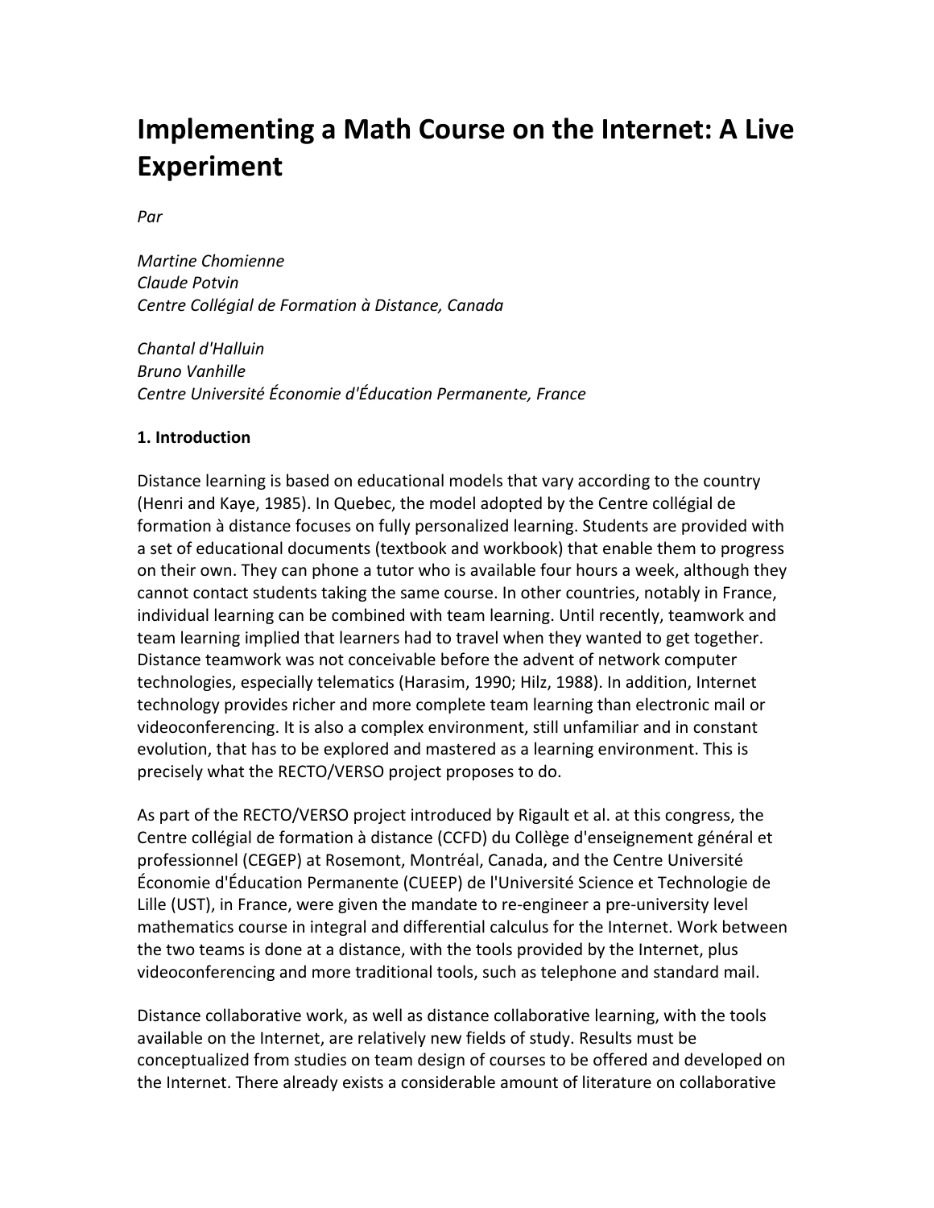# Implementing a Math Course on the Internet: A Live Experiment

*Par*

*Martine Chomienne*
*Claude Potvin*
*Centre Collégial de Formation à Distance, Canada*

*Chantal d'Halluin*
*Bruno Vanhille*
*Centre Université Économie d'Éducation Permanente, France*

**1. Introduction**

Distance learning is based on educational models that vary according to the country (Henri and Kaye, 1985). In Quebec, the model adopted by the Centre collégial de formation à distance focuses on fully personalized learning. Students are provided with a set of educational documents (textbook and workbook) that enable them to progress on their own. They can phone a tutor who is available four hours a week, although they cannot contact students taking the same course. In other countries, notably in France, individual learning can be combined with team learning. Until recently, teamwork and team learning implied that learners had to travel when they wanted to get together. Distance teamwork was not conceivable before the advent of network computer technologies, especially telematics (Harasim, 1990; Hilz, 1988). In addition, Internet technology provides richer and more complete team learning than electronic mail or videoconferencing. It is also a complex environment, still unfamiliar and in constant evolution, that has to be explored and mastered as a learning environment. This is precisely what the RECTO/VERSO project proposes to do.

As part of the RECTO/VERSO project introduced by Rigault et al. at this congress, the Centre collégial de formation à distance (CCFD) du Collège d'enseignement général et professionnel (CEGEP) at Rosemont, Montréal, Canada, and the Centre Université Économie d'Éducation Permanente (CUEEP) de l'Université Science et Technologie de Lille (UST), in France, were given the mandate to re-engineer a pre-university level mathematics course in integral and differential calculus for the Internet. Work between the two teams is done at a distance, with the tools provided by the Internet, plus videoconferencing and more traditional tools, such as telephone and standard mail.

Distance collaborative work, as well as distance collaborative learning, with the tools available on the Internet, are relatively new fields of study. Results must be conceptualized from studies on team design of courses to be offered and developed on the Internet. There already exists a considerable amount of literature on collaborative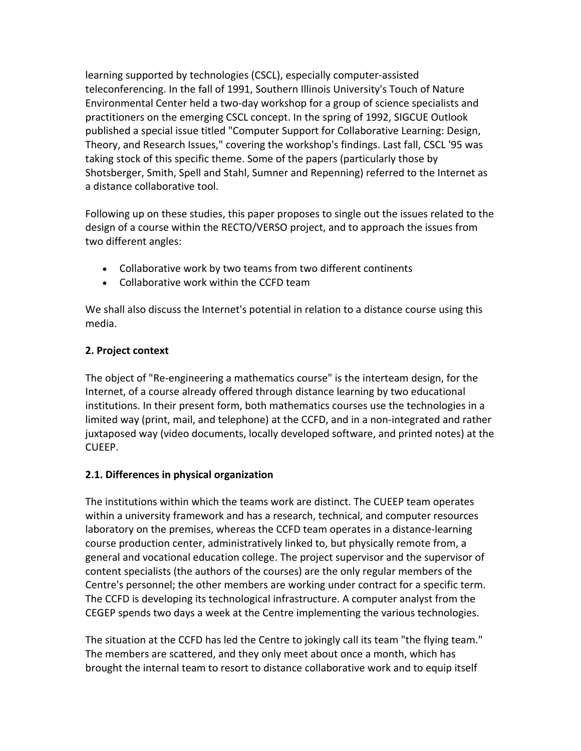learning supported by technologies (CSCL), especially computer-assisted teleconferencing. In the fall of 1991, Southern Illinois University's Touch of Nature Environmental Center held a two-day workshop for a group of science specialists and practitioners on the emerging CSCL concept. In the spring of 1992, SIGCUE Outlook published a special issue titled "Computer Support for Collaborative Learning: Design, Theory, and Research Issues," covering the workshop's findings. Last fall, CSCL '95 was taking stock of this specific theme. Some of the papers (particularly those by Shotsberger, Smith, Spell and Stahl, Sumner and Repenning) referred to the Internet as a distance collaborative tool.

Following up on these studies, this paper proposes to single out the issues related to the design of a course within the RECTO/VERSO project, and to approach the issues from two different angles:

- Collaborative work by two teams from two different continents
- Collaborative work within the CCFD team

We shall also discuss the Internet's potential in relation to a distance course using this media.

## 2. Project context

The object of "Re-engineering a mathematics course" is the interteam design, for the Internet, of a course already offered through distance learning by two educational institutions. In their present form, both mathematics courses use the technologies in a limited way (print, mail, and telephone) at the CCFD, and in a non-integrated and rather juxtaposed way (video documents, locally developed software, and printed notes) at the CUEEP.

### 2.1. Differences in physical organization

The institutions within which the teams work are distinct. The CUEEP team operates within a university framework and has a research, technical, and computer resources laboratory on the premises, whereas the CCFD team operates in a distance-learning course production center, administratively linked to, but physically remote from, a general and vocational education college. The project supervisor and the supervisor of content specialists (the authors of the courses) are the only regular members of the Centre's personnel; the other members are working under contract for a specific term. The CCFD is developing its technological infrastructure. A computer analyst from the CEGEP spends two days a week at the Centre implementing the various technologies.

The situation at the CCFD has led the Centre to jokingly call its team "the flying team." The members are scattered, and they only meet about once a month, which has brought the internal team to resort to distance collaborative work and to equip itself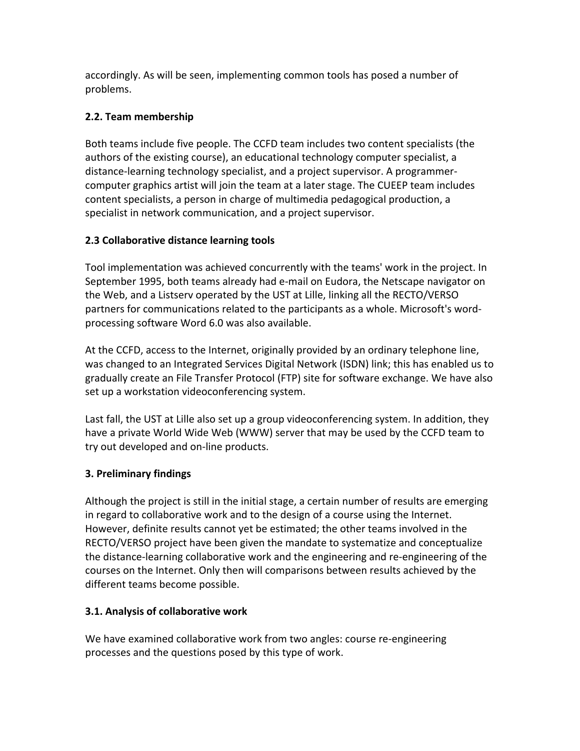accordingly. As will be seen, implementing common tools has posed a number of problems.

### 2.2. Team membership

Both teams include five people. The CCFD team includes two content specialists (the authors of the existing course), an educational technology computer specialist, a distance-learning technology specialist, and a project supervisor. A programmer-computer graphics artist will join the team at a later stage. The CUEEP team includes content specialists, a person in charge of multimedia pedagogical production, a specialist in network communication, and a project supervisor.

### 2.3 Collaborative distance learning tools

Tool implementation was achieved concurrently with the teams' work in the project. In September 1995, both teams already had e-mail on Eudora, the Netscape navigator on the Web, and a Listserv operated by the UST at Lille, linking all the RECTO/VERSO partners for communications related to the participants as a whole. Microsoft's word-processing software Word 6.0 was also available.

At the CCFD, access to the Internet, originally provided by an ordinary telephone line, was changed to an Integrated Services Digital Network (ISDN) link; this has enabled us to gradually create an File Transfer Protocol (FTP) site for software exchange. We have also set up a workstation videoconferencing system.

Last fall, the UST at Lille also set up a group videoconferencing system. In addition, they have a private World Wide Web (WWW) server that may be used by the CCFD team to try out developed and on-line products.

## 3. Preliminary findings

Although the project is still in the initial stage, a certain number of results are emerging in regard to collaborative work and to the design of a course using the Internet. However, definite results cannot yet be estimated; the other teams involved in the RECTO/VERSO project have been given the mandate to systematize and conceptualize the distance-learning collaborative work and the engineering and re-engineering of the courses on the Internet. Only then will comparisons between results achieved by the different teams become possible.

### 3.1. Analysis of collaborative work

We have examined collaborative work from two angles: course re-engineering processes and the questions posed by this type of work.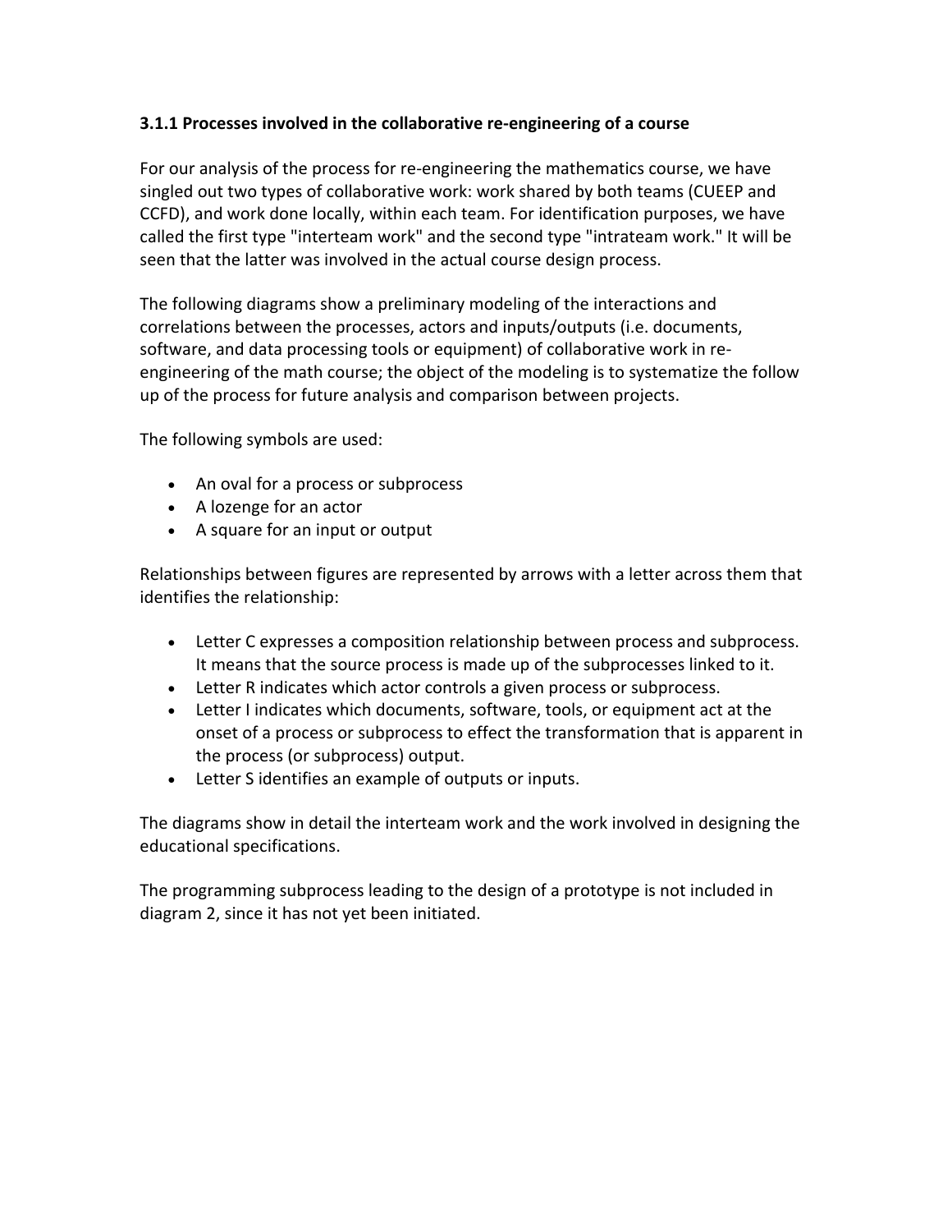### 3.1.1 Processes involved in the collaborative re-engineering of a course

For our analysis of the process for re-engineering the mathematics course, we have singled out two types of collaborative work: work shared by both teams (CUEEP and CCFD), and work done locally, within each team. For identification purposes, we have called the first type "interteam work" and the second type "intrateam work." It will be seen that the latter was involved in the actual course design process.

The following diagrams show a preliminary modeling of the interactions and correlations between the processes, actors and inputs/outputs (i.e. documents, software, and data processing tools or equipment) of collaborative work in re-engineering of the math course; the object of the modeling is to systematize the follow up of the process for future analysis and comparison between projects.

The following symbols are used:

- An oval for a process or subprocess
- A lozenge for an actor
- A square for an input or output

Relationships between figures are represented by arrows with a letter across them that identifies the relationship:

- Letter C expresses a composition relationship between process and subprocess. It means that the source process is made up of the subprocesses linked to it.
- Letter R indicates which actor controls a given process or subprocess.
- Letter I indicates which documents, software, tools, or equipment act at the onset of a process or subprocess to effect the transformation that is apparent in the process (or subprocess) output.
- Letter S identifies an example of outputs or inputs.

The diagrams show in detail the interteam work and the work involved in designing the educational specifications.

The programming subprocess leading to the design of a prototype is not included in diagram 2, since it has not yet been initiated.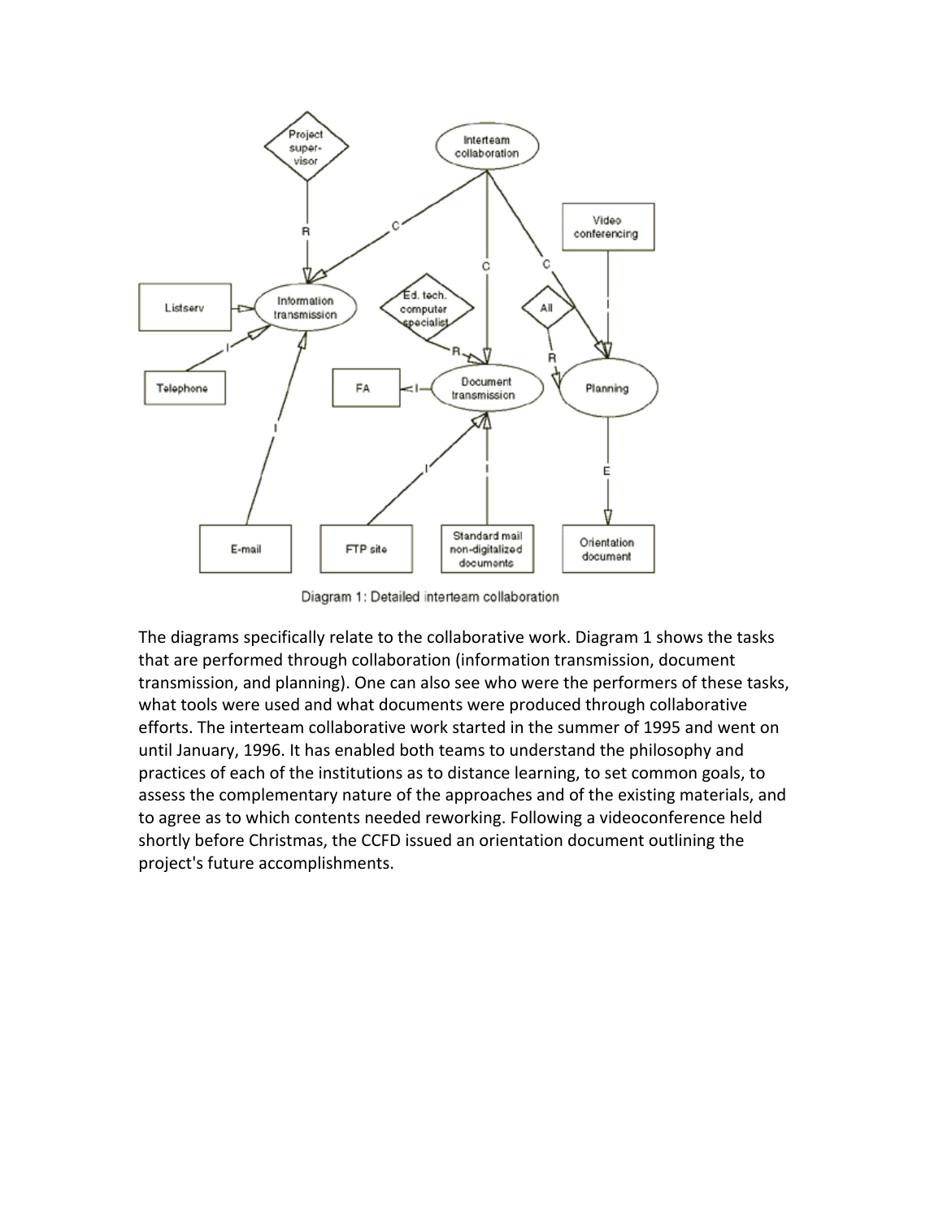Diagram 1: Detailed interteam collaboration

The diagrams specifically relate to the collaborative work. Diagram 1 shows the tasks that are performed through collaboration (information transmission, document transmission, and planning). One can also see who were the performers of these tasks, what tools were used and what documents were produced through collaborative efforts. The interteam collaborative work started in the summer of 1995 and went on until January, 1996. It has enabled both teams to understand the philosophy and practices of each of the institutions as to distance learning, to set common goals, to assess the complementary nature of the approaches and of the existing materials, and to agree as to which contents needed reworking. Following a videoconference held shortly before Christmas, the CCFD issued an orientation document outlining the project's future accomplishments.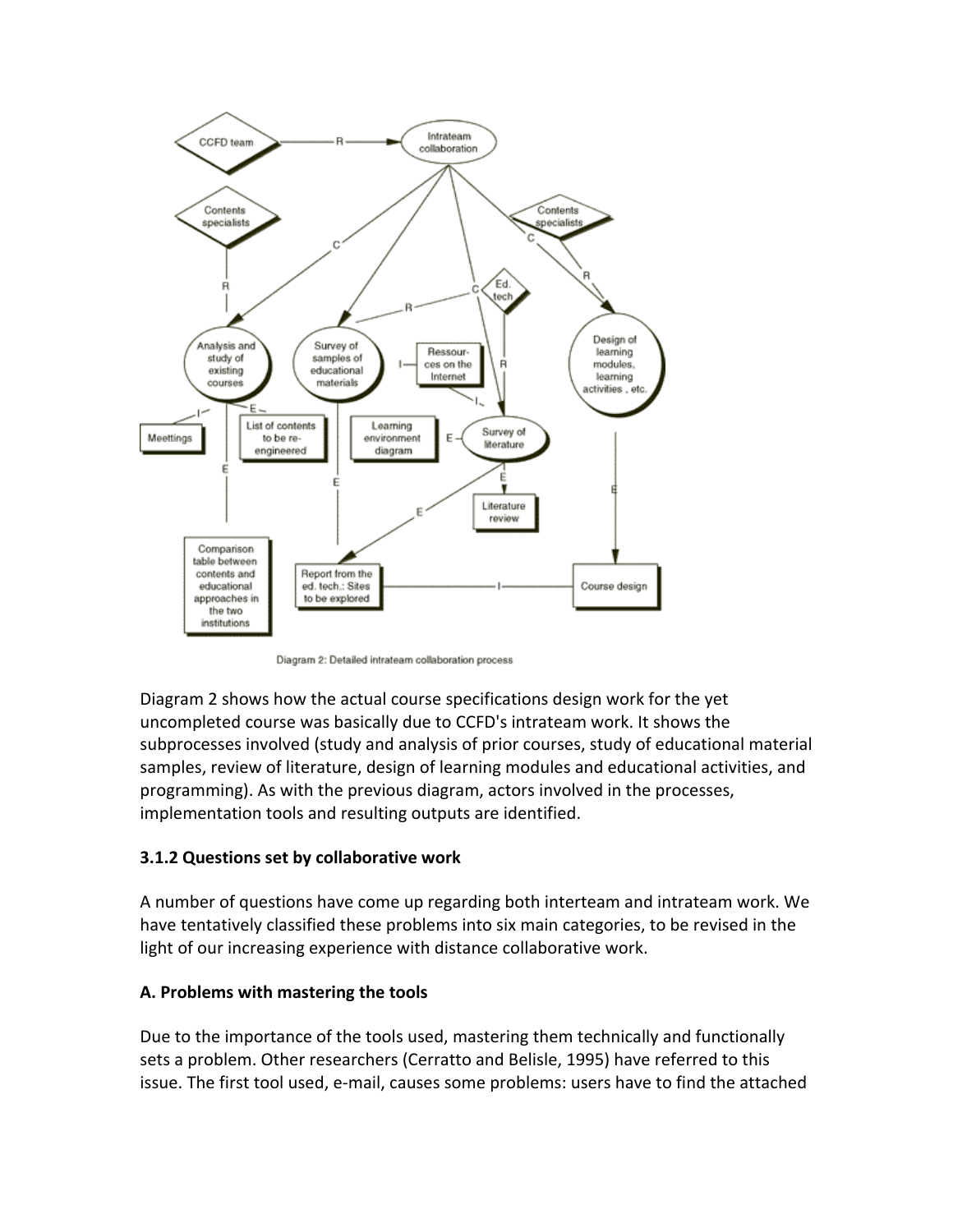Diagram 2: Detailed intrateam collaboration process

Diagram 2 shows how the actual course specifications design work for the yet uncompleted course was basically due to CCFD's intrateam work. It shows the subprocesses involved (study and analysis of prior courses, study of educational material samples, review of literature, design of learning modules and educational activities, and programming). As with the previous diagram, actors involved in the processes, implementation tools and resulting outputs are identified.

### 3.1.2 Questions set by collaborative work

A number of questions have come up regarding both interteam and intrateam work. We have tentatively classified these problems into six main categories, to be revised in the light of our increasing experience with distance collaborative work.

### A. Problems with mastering the tools

Due to the importance of the tools used, mastering them technically and functionally sets a problem. Other researchers (Cerratto and Belisle, 1995) have referred to this issue. The first tool used, e-mail, causes some problems: users have to find the attached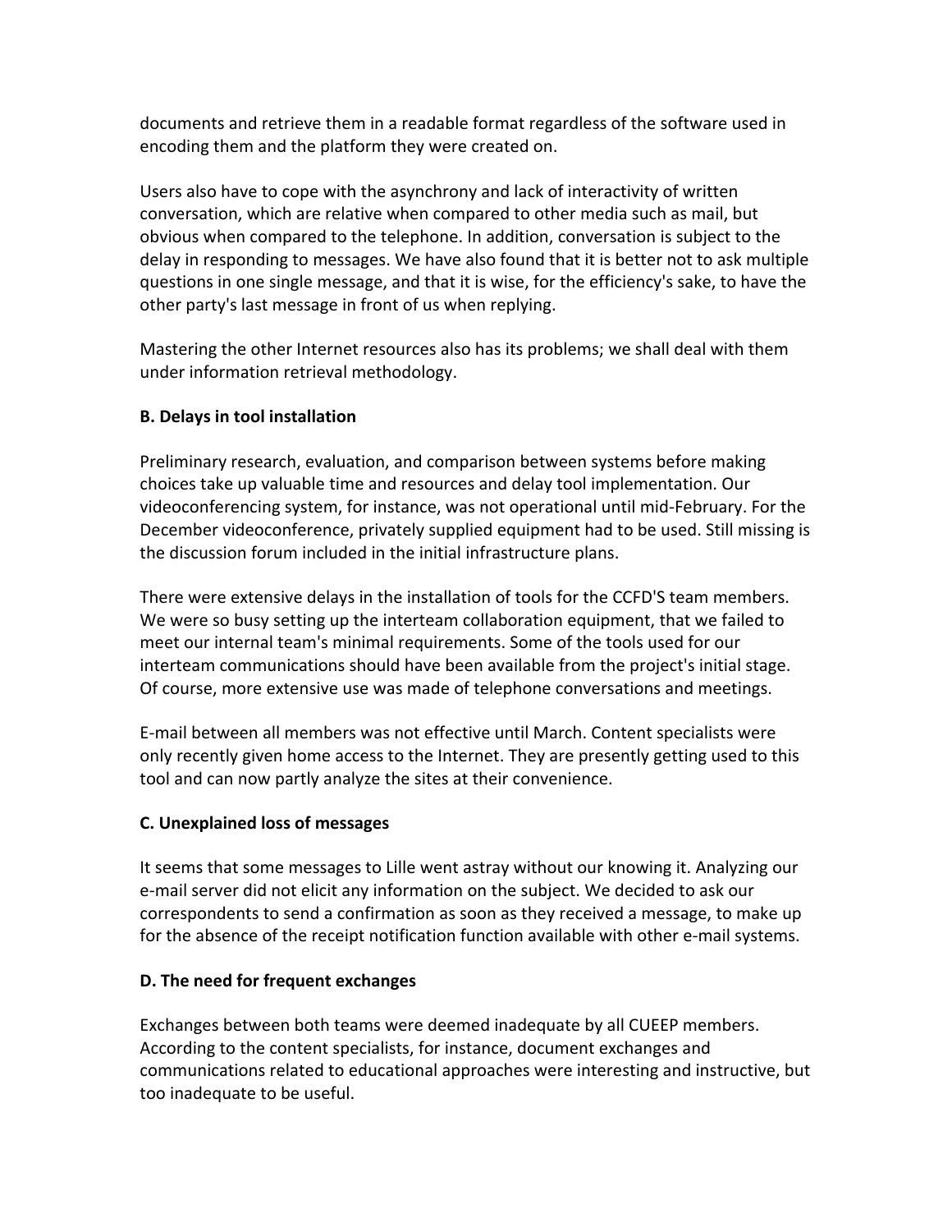documents and retrieve them in a readable format regardless of the software used in encoding them and the platform they were created on.

Users also have to cope with the asynchrony and lack of interactivity of written conversation, which are relative when compared to other media such as mail, but obvious when compared to the telephone. In addition, conversation is subject to the delay in responding to messages. We have also found that it is better not to ask multiple questions in one single message, and that it is wise, for the efficiency's sake, to have the other party's last message in front of us when replying.

Mastering the other Internet resources also has its problems; we shall deal with them under information retrieval methodology.

**B. Delays in tool installation**

Preliminary research, evaluation, and comparison between systems before making choices take up valuable time and resources and delay tool implementation. Our videoconferencing system, for instance, was not operational until mid-February. For the December videoconference, privately supplied equipment had to be used. Still missing is the discussion forum included in the initial infrastructure plans.

There were extensive delays in the installation of tools for the CCFD'S team members. We were so busy setting up the interteam collaboration equipment, that we failed to meet our internal team's minimal requirements. Some of the tools used for our interteam communications should have been available from the project's initial stage. Of course, more extensive use was made of telephone conversations and meetings.

E-mail between all members was not effective until March. Content specialists were only recently given home access to the Internet. They are presently getting used to this tool and can now partly analyze the sites at their convenience.

**C. Unexplained loss of messages**

It seems that some messages to Lille went astray without our knowing it. Analyzing our e-mail server did not elicit any information on the subject. We decided to ask our correspondents to send a confirmation as soon as they received a message, to make up for the absence of the receipt notification function available with other e-mail systems.

**D. The need for frequent exchanges**

Exchanges between both teams were deemed inadequate by all CUEEP members. According to the content specialists, for instance, document exchanges and communications related to educational approaches were interesting and instructive, but too inadequate to be useful.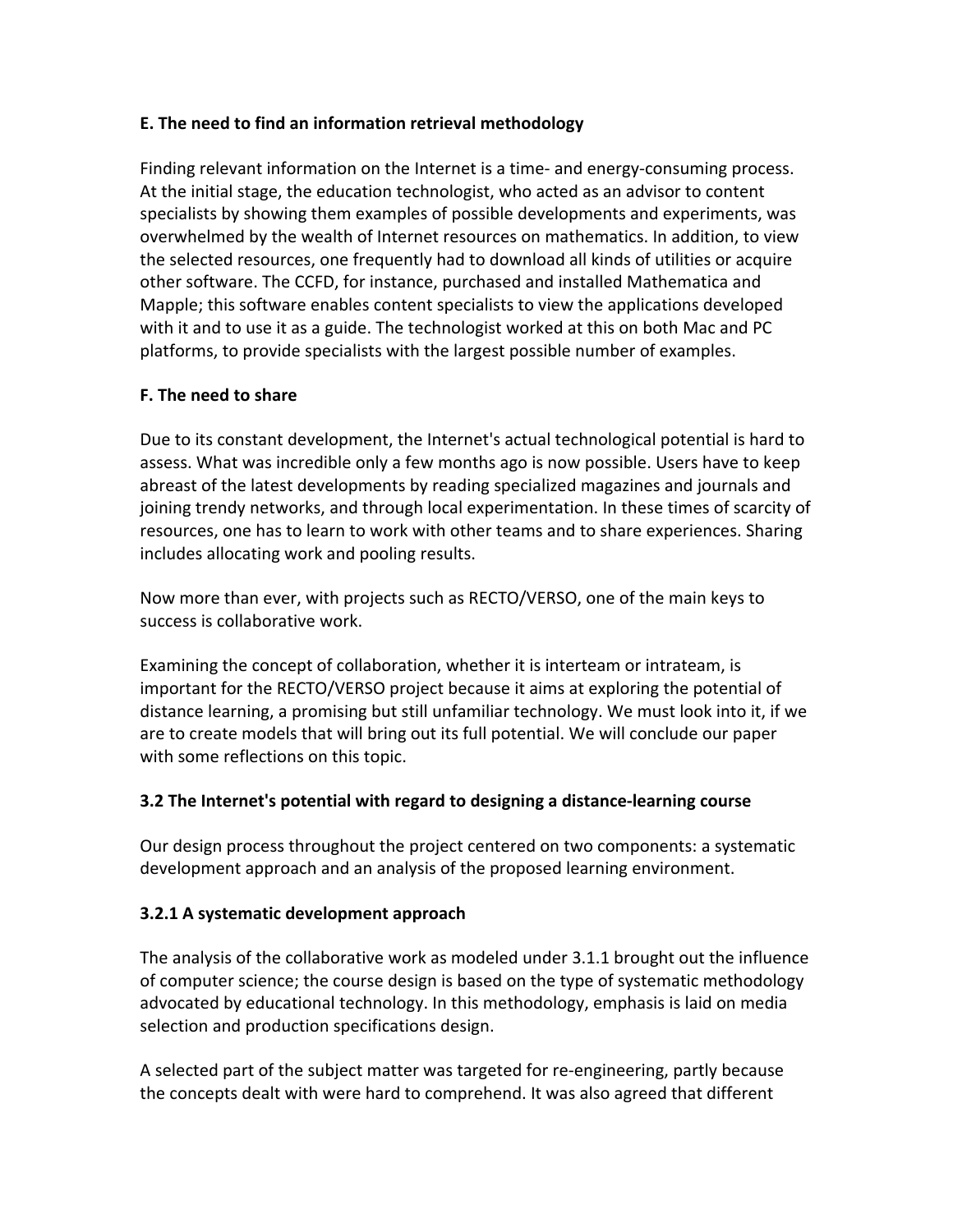**E. The need to find an information retrieval methodology**

Finding relevant information on the Internet is a time- and energy-consuming process. At the initial stage, the education technologist, who acted as an advisor to content specialists by showing them examples of possible developments and experiments, was overwhelmed by the wealth of Internet resources on mathematics. In addition, to view the selected resources, one frequently had to download all kinds of utilities or acquire other software. The CCFD, for instance, purchased and installed Mathematica and Mapple; this software enables content specialists to view the applications developed with it and to use it as a guide. The technologist worked at this on both Mac and PC platforms, to provide specialists with the largest possible number of examples.

**F. The need to share**

Due to its constant development, the Internet's actual technological potential is hard to assess. What was incredible only a few months ago is now possible. Users have to keep abreast of the latest developments by reading specialized magazines and journals and joining trendy networks, and through local experimentation. In these times of scarcity of resources, one has to learn to work with other teams and to share experiences. Sharing includes allocating work and pooling results.

Now more than ever, with projects such as RECTO/VERSO, one of the main keys to success is collaborative work.

Examining the concept of collaboration, whether it is interteam or intrateam, is important for the RECTO/VERSO project because it aims at exploring the potential of distance learning, a promising but still unfamiliar technology. We must look into it, if we are to create models that will bring out its full potential. We will conclude our paper with some reflections on this topic.

### 3.2 The Internet's potential with regard to designing a distance-learning course

Our design process throughout the project centered on two components: a systematic development approach and an analysis of the proposed learning environment.

#### 3.2.1 A systematic development approach

The analysis of the collaborative work as modeled under 3.1.1 brought out the influence of computer science; the course design is based on the type of systematic methodology advocated by educational technology. In this methodology, emphasis is laid on media selection and production specifications design.

A selected part of the subject matter was targeted for re-engineering, partly because the concepts dealt with were hard to comprehend. It was also agreed that different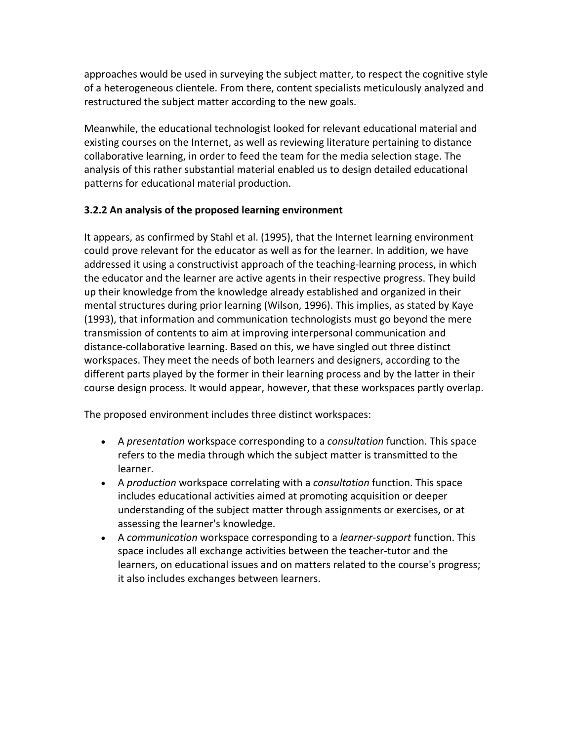approaches would be used in surveying the subject matter, to respect the cognitive style of a heterogeneous clientele. From there, content specialists meticulously analyzed and restructured the subject matter according to the new goals.

Meanwhile, the educational technologist looked for relevant educational material and existing courses on the Internet, as well as reviewing literature pertaining to distance collaborative learning, in order to feed the team for the media selection stage. The analysis of this rather substantial material enabled us to design detailed educational patterns for educational material production.

### 3.2.2 An analysis of the proposed learning environment

It appears, as confirmed by Stahl et al. (1995), that the Internet learning environment could prove relevant for the educator as well as for the learner. In addition, we have addressed it using a constructivist approach of the teaching-learning process, in which the educator and the learner are active agents in their respective progress. They build up their knowledge from the knowledge already established and organized in their mental structures during prior learning (Wilson, 1996). This implies, as stated by Kaye (1993), that information and communication technologists must go beyond the mere transmission of contents to aim at improving interpersonal communication and distance-collaborative learning. Based on this, we have singled out three distinct workspaces. They meet the needs of both learners and designers, according to the different parts played by the former in their learning process and by the latter in their course design process. It would appear, however, that these workspaces partly overlap.

The proposed environment includes three distinct workspaces:

- A *presentation* workspace corresponding to a *consultation* function. This space refers to the media through which the subject matter is transmitted to the learner.
- A *production* workspace correlating with a *consultation* function. This space includes educational activities aimed at promoting acquisition or deeper understanding of the subject matter through assignments or exercises, or at assessing the learner's knowledge.
- A *communication* workspace corresponding to a *learner-support* function. This space includes all exchange activities between the teacher-tutor and the learners, on educational issues and on matters related to the course's progress; it also includes exchanges between learners.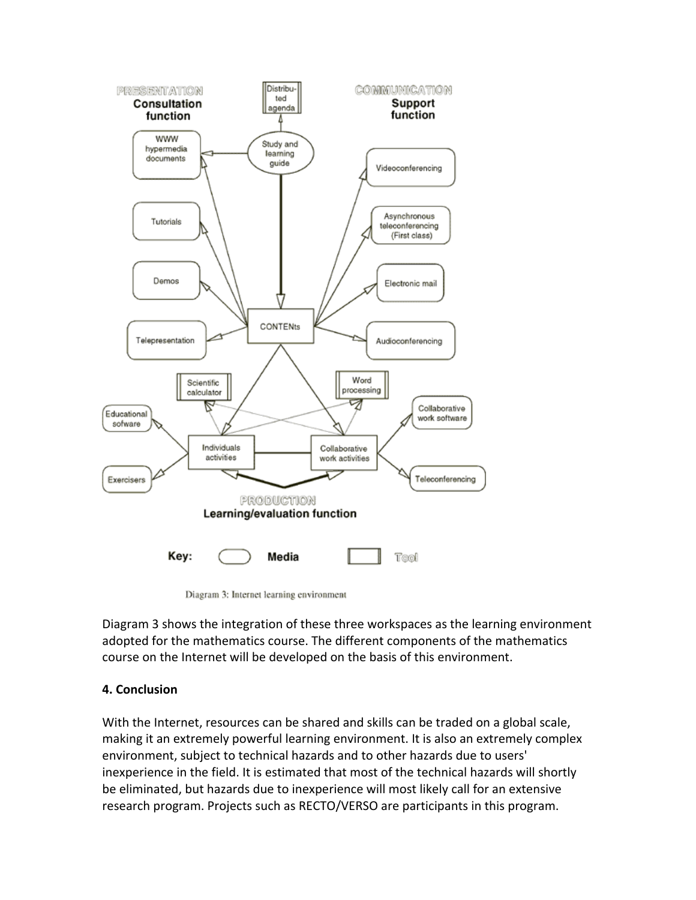Diagram 3: Internet learning environment

Diagram 3 shows the integration of these three workspaces as the learning environment adopted for the mathematics course. The different components of the mathematics course on the Internet will be developed on the basis of this environment.

**4. Conclusion**

With the Internet, resources can be shared and skills can be traded on a global scale, making it an extremely powerful learning environment. It is also an extremely complex environment, subject to technical hazards and to other hazards due to users' inexperience in the field. It is estimated that most of the technical hazards will shortly be eliminated, but hazards due to inexperience will most likely call for an extensive research program. Projects such as RECTO/VERSO are participants in this program.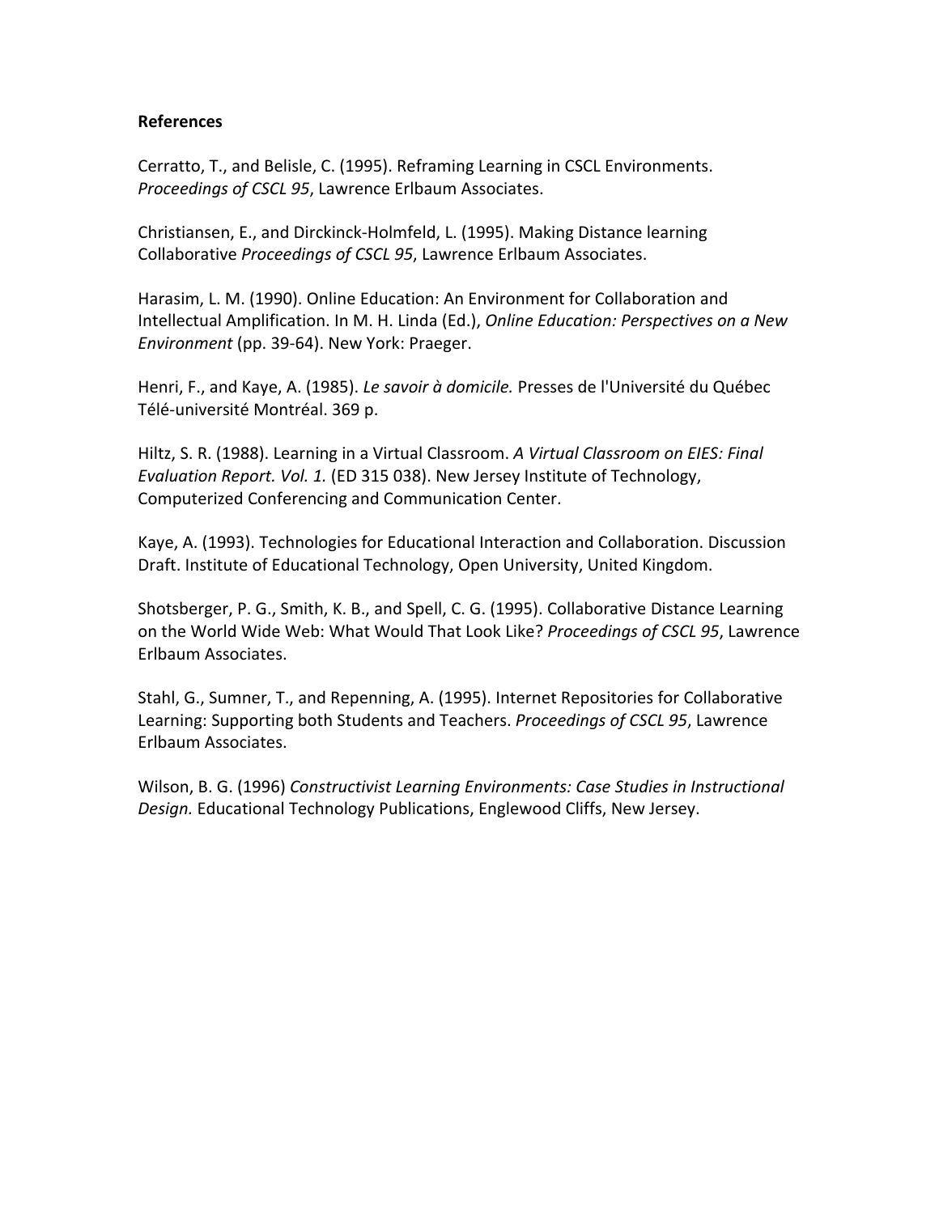**References**

Cerratto, T., and Belisle, C. (1995). Reframing Learning in CSCL Environments. *Proceedings of CSCL 95*, Lawrence Erlbaum Associates.

Christiansen, E., and Dirckinck-Holmfeld, L. (1995). Making Distance learning Collaborative *Proceedings of CSCL 95*, Lawrence Erlbaum Associates.

Harasim, L. M. (1990). Online Education: An Environment for Collaboration and Intellectual Amplification. In M. H. Linda (Ed.), *Online Education: Perspectives on a New Environment* (pp. 39-64). New York: Praeger.

Henri, F., and Kaye, A. (1985). *Le savoir à domicile.* Presses de l'Université du Québec Télé-université Montréal. 369 p.

Hiltz, S. R. (1988). Learning in a Virtual Classroom. *A Virtual Classroom on EIES: Final Evaluation Report. Vol. 1.* (ED 315 038). New Jersey Institute of Technology, Computerized Conferencing and Communication Center.

Kaye, A. (1993). Technologies for Educational Interaction and Collaboration. Discussion Draft. Institute of Educational Technology, Open University, United Kingdom.

Shotsberger, P. G., Smith, K. B., and Spell, C. G. (1995). Collaborative Distance Learning on the World Wide Web: What Would That Look Like? *Proceedings of CSCL 95*, Lawrence Erlbaum Associates.

Stahl, G., Sumner, T., and Repenning, A. (1995). Internet Repositories for Collaborative Learning: Supporting both Students and Teachers. *Proceedings of CSCL 95*, Lawrence Erlbaum Associates.

Wilson, B. G. (1996) *Constructivist Learning Environments: Case Studies in Instructional Design.* Educational Technology Publications, Englewood Cliffs, New Jersey.